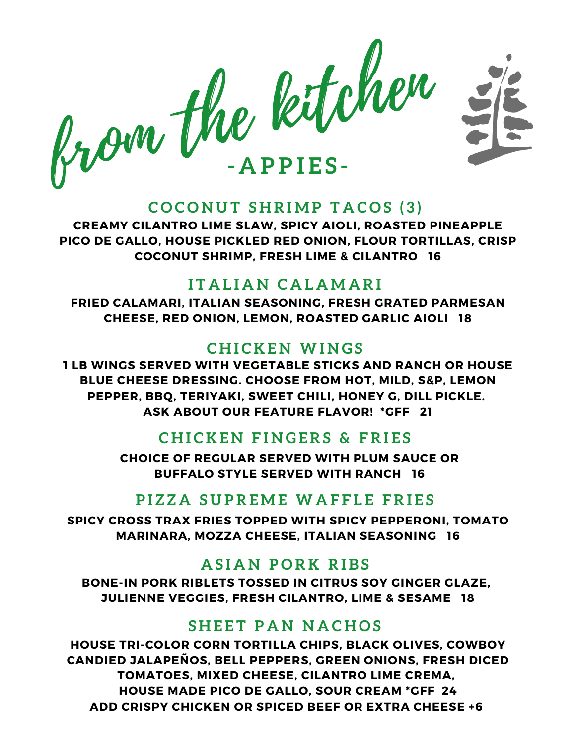# from the kitchen

## -APPIES-

### COCONUT SHRIMP TACOS (3)

CREAMY CILANTRO LIME SLAW, SPICY AIOLI, ROASTED PINEAPPLE PICO DE GALLO, HOUSE PICKLED RED ONION, FLOUR TORTILLAS, CRISP COCONUT SHRIMP, FRESH LIME & CILANTRO 16

### ITALIAN CALAMARI

FRIED CALAMARI, ITALIAN SEASONING, FRESH GRATED PARMESAN CHEESE, RED ONION, LEMON, ROASTED GARLIC AIOLI 18

### CHICKEN WINGS

1 LB WINGS SERVED WITH VEGETABLE STICKS AND RANCH OR HOUSE BLUE CHEESE DRESSING. CHOOSE FROM HOT, MILD, S&P, LEMON PEPPER, BBQ, TERIYAKI, SWEET CHILI, HONEY G, DILL PICKLE. ASK ABOUT OUR FEATURE FLAVOR! *GFF 21

### CHICKEN FINGERS & FRIES

CHOICE OF REGULAR SERVED WITH PLUM SAUCE OR BUFFALO STYLE SERVED WITH RANCH 16

### PIZZA SUPREME WAFFLE FRIES

SPICY CROSS TRAX FRIES TOPPED WITH SPICY PEPPERONI, TOMATO MARINARA, MOZZA CHEESE, ITALIAN SEASONING 16

### ASIAN PORK RIBS

BONE-IN PORK RIBLETS TOSSED IN CITRUS SOY GINGER GLAZE, JULIENNE VEGGIES, FRESH CILANTRO, LIME & SESAME 18

### SHEET PAN NACHOS

HOUSE TRI-COLOR CORN TORTILLA CHIPS, BLACK OLIVES, COWBOY CANDIED JALAPEÑOS, BELL PEPPERS, GREEN ONIONS, FRESH DICED TOMATOES, MIXED CHEESE, CILANTRO LIME CREMA, HOUSE MADE PICO DE GALLO, SOUR CREAM *GFF 24

ADD CRISPY CHICKEN OR SPICED BEEF OR EXTRA CHEESE +6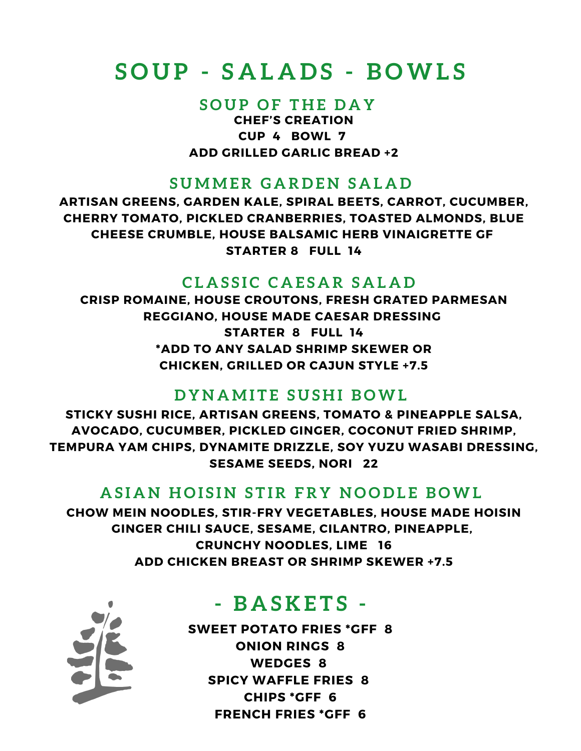# SOUP - SALADS - BOWLS

## SOUP OF THE DAY

**CHEF'S CREATION**

**CUP 4 BOWL 7**

**ADD GRILLED GARLIC BREAD +2**

## SUMMER GARDEN SALAD

**ARTISAN GREENS, GARDEN KALE, SPIRAL BEETS, CARROT, CUCUMBER, CHERRY TOMATO, PICKLED CRANBERRIES, TOASTED ALMONDS, BLUE CHEESE CRUMBLE, HOUSE BALSAMIC HERB VINAIGRETTE GF**

**STARTER 8 FULL 14**

## CLASSIC CAESAR SALAD

**CRISP ROMAINE, HOUSE CROUTONS, FRESH GRATED PARMESAN REGGIANO, HOUSE MADE CAESAR DRESSING**

**STARTER 8 FULL 14**

***ADD TO ANY SALAD SHRIMP SKEWER OR CHICKEN, GRILLED OR CAJUN STYLE +7.5**

## DYNAMITE SUSHI BOWL

**STICKY SUSHI RICE, ARTISAN GREENS, TOMATO & PINEAPPLE SALSA, AVOCADO, CUCUMBER, PICKLED GINGER, COCONUT FRIED SHRIMP, TEMPURA YAM CHIPS, DYNAMITE DRIZZLE, SOY YUZU WASABI DRESSING, SESAME SEEDS, NORI 22**

## ASIAN HOISIN STIR FRY NOODLE BOWL

**CHOW MEIN NOODLES, STIR-FRY VEGETABLES, HOUSE MADE HOISIN GINGER CHILI SAUCE, SESAME, CILANTRO, PINEAPPLE, CRUNCHY NOODLES, LIME 16**

**ADD CHICKEN BREAST OR SHRIMP SKEWER +7.5**

# - BASKETS -

**SWEET POTATO FRIES *GFF 8**

**ONION RINGS 8**

**WEDGES 8**

**SPICY WAFFLE FRIES 8**

**CHIPS *GFF 6**

**FRENCH FRIES *GFF 6**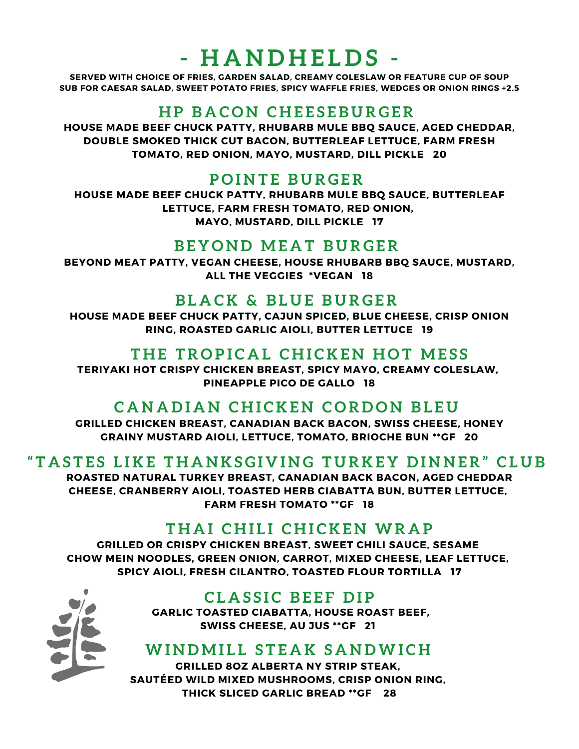# - HANDHELDS -

**SERVED WITH CHOICE OF FRIES, GARDEN SALAD, CREAMY COLESLAW OR FEATURE CUP OF SOUP**
**SUB FOR CAESAR SALAD, SWEET POTATO FRIES, SPICY WAFFLE FRIES, WEDGES OR ONION RINGS +2.5**

## HP BACON CHEESEBURGER

**HOUSE MADE BEEF CHUCK PATTY, RHUBARB MULE BBQ SAUCE, AGED CHEDDAR, DOUBLE SMOKED THICK CUT BACON, BUTTERLEAF LETTUCE, FARM FRESH TOMATO, RED ONION, MAYO, MUSTARD, DILL PICKLE 20**

## POINTE BURGER

**HOUSE MADE BEEF CHUCK PATTY, RHUBARB MULE BBQ SAUCE, BUTTERLEAF LETTUCE, FARM FRESH TOMATO, RED ONION, MAYO, MUSTARD, DILL PICKLE 17**

## BEYOND MEAT BURGER

**BEYOND MEAT PATTY, VEGAN CHEESE, HOUSE RHUBARB BBQ SAUCE, MUSTARD, ALL THE VEGGIES *VEGAN 18**

## BLACK & BLUE BURGER

**HOUSE MADE BEEF CHUCK PATTY, CAJUN SPICED, BLUE CHEESE, CRISP ONION RING, ROASTED GARLIC AIOLI, BUTTER LETTUCE 19**

## THE TROPICAL CHICKEN HOT MESS

**TERIYAKI HOT CRISPY CHICKEN BREAST, SPICY MAYO, CREAMY COLESLAW, PINEAPPLE PICO DE GALLO 18**

## CANADIAN CHICKEN CORDON BLEU

**GRILLED CHICKEN BREAST, CANADIAN BACK BACON, SWISS CHEESE, HONEY GRAINY MUSTARD AIOLI, LETTUCE, TOMATO, BRIOCHE BUN **GF 20**

## "TASTES LIKE THANKSGIVING TURKEY DINNER" CLUB

**ROASTED NATURAL TURKEY BREAST, CANADIAN BACK BACON, AGED CHEDDAR CHEESE, CRANBERRY AIOLI, TOASTED HERB CIABATTA BUN, BUTTER LETTUCE, FARM FRESH TOMATO **GF 18**

## THAI CHILI CHICKEN WRAP

**GRILLED OR CRISPY CHICKEN BREAST, SWEET CHILI SAUCE, SESAME CHOW MEIN NOODLES, GREEN ONION, CARROT, MIXED CHEESE, LEAF LETTUCE, SPICY AIOLI, FRESH CILANTRO, TOASTED FLOUR TORTILLA 17**

## CLASSIC BEEF DIP

**GARLIC TOASTED CIABATTA, HOUSE ROAST BEEF, SWISS CHEESE, AU JUS **GF 21**

## WINDMILL STEAK SANDWICH

**GRILLED 8OZ ALBERTA NY STRIP STEAK, SAUTÉED WILD MIXED MUSHROOMS, CRISP ONION RING, THICK SLICED GARLIC BREAD **GF 28**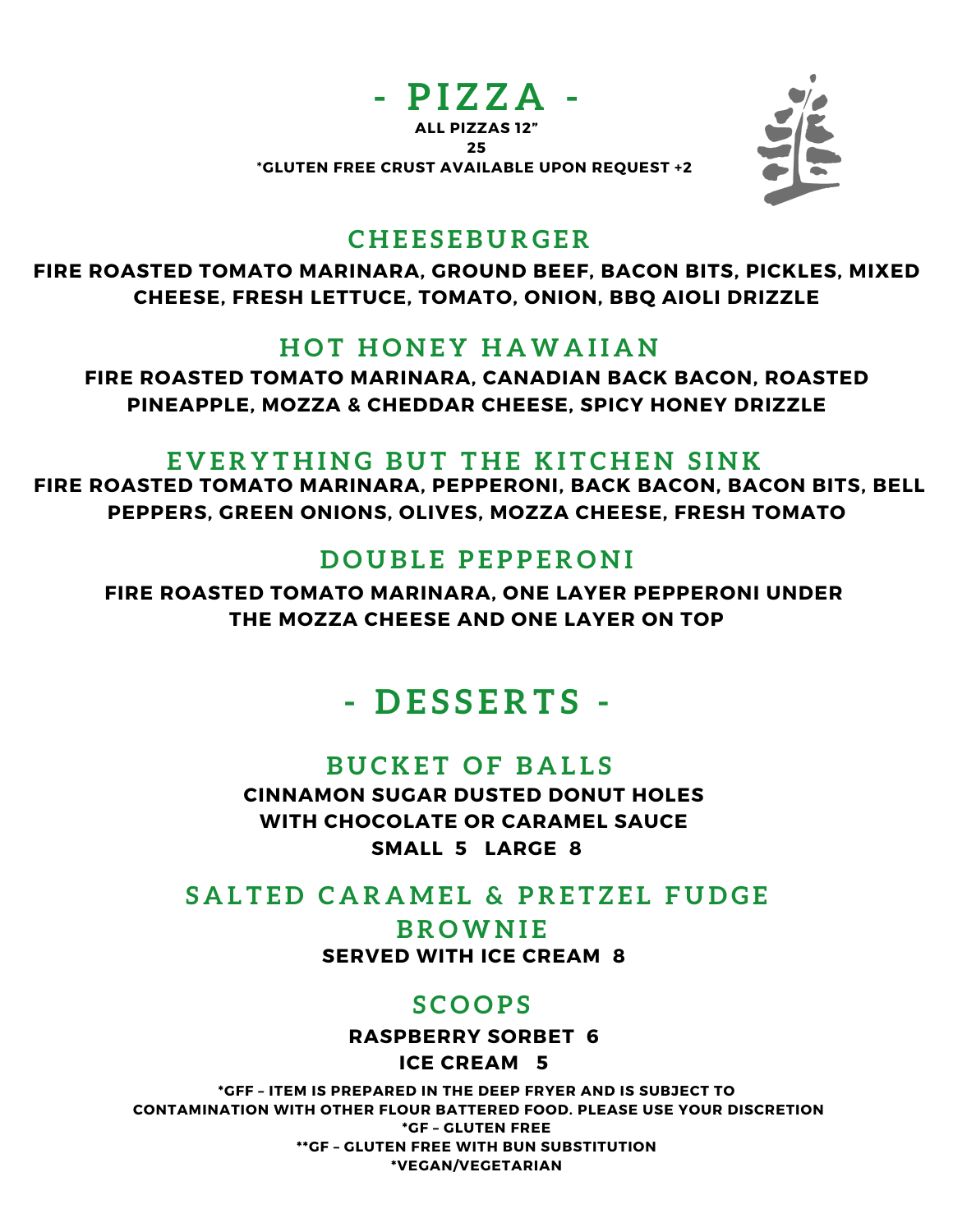# - PIZZA -

**ALL PIZZAS 12"**
**25**
**\*GLUTEN FREE CRUST AVAILABLE UPON REQUEST +2**

## CHEESEBURGER

**FIRE ROASTED TOMATO MARINARA, GROUND BEEF, BACON BITS, PICKLES, MIXED CHEESE, FRESH LETTUCE, TOMATO, ONION, BBQ AIOLI DRIZZLE**

## HOT HONEY HAWAIIAN

**FIRE ROASTED TOMATO MARINARA, CANADIAN BACK BACON, ROASTED PINEAPPLE, MOZZA & CHEDDAR CHEESE, SPICY HONEY DRIZZLE**

## EVERYTHING BUT THE KITCHEN SINK

**FIRE ROASTED TOMATO MARINARA, PEPPERONI, BACK BACON, BACON BITS, BELL PEPPERS, GREEN ONIONS, OLIVES, MOZZA CHEESE, FRESH TOMATO**

## DOUBLE PEPPERONI

**FIRE ROASTED TOMATO MARINARA, ONE LAYER PEPPERONI UNDER THE MOZZA CHEESE AND ONE LAYER ON TOP**

# - DESSERTS -

## BUCKET OF BALLS

**CINNAMON SUGAR DUSTED DONUT HOLES WITH CHOCOLATE OR CARAMEL SAUCE**
**SMALL 5 LARGE 8**

## SALTED CARAMEL & PRETZEL FUDGE BROWNIE

**SERVED WITH ICE CREAM 8**

## SCOOPS

**RASPBERRY SORBET 6**
**ICE CREAM 5**

**\*GFF – ITEM IS PREPARED IN THE DEEP FRYER AND IS SUBJECT TO CONTAMINATION WITH OTHER FLOUR BATTERED FOOD. PLEASE USE YOUR DISCRETION**
**\*GF – GLUTEN FREE**
**\*\*GF – GLUTEN FREE WITH BUN SUBSTITUTION**
**\*VEGAN/VEGETARIAN**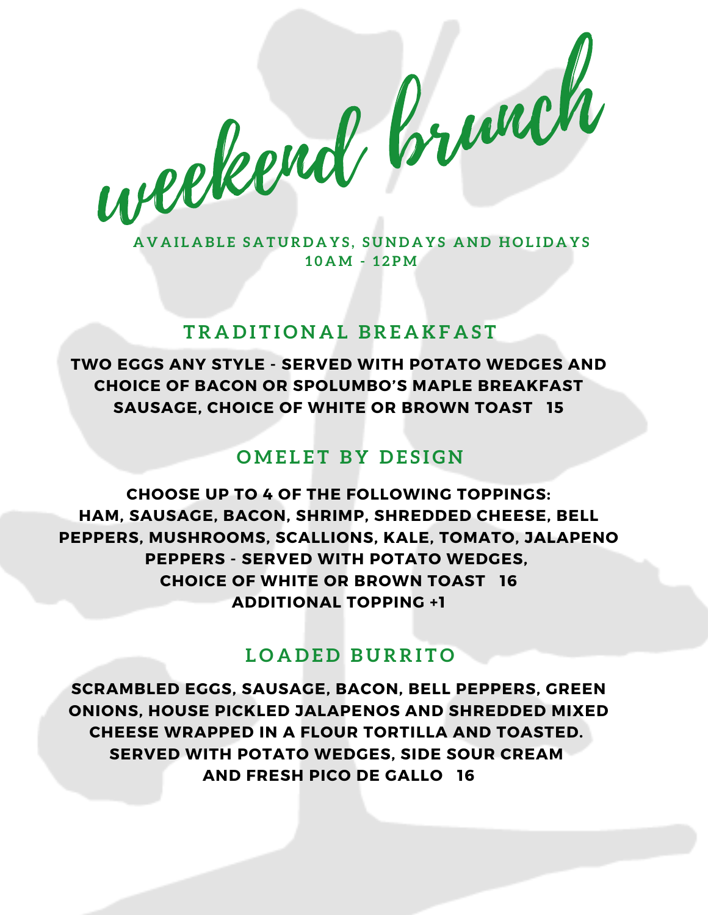# weekend brunch

AVAILABLE SATURDAYS, SUNDAYS AND HOLIDAYS
10AM - 12PM

## TRADITIONAL BREAKFAST

**TWO EGGS ANY STYLE - SERVED WITH POTATO WEDGES AND CHOICE OF BACON OR SPOLUMBO'S MAPLE BREAKFAST SAUSAGE, CHOICE OF WHITE OR BROWN TOAST 15**

## OMELET BY DESIGN

**CHOOSE UP TO 4 OF THE FOLLOWING TOPPINGS:
HAM, SAUSAGE, BACON, SHRIMP, SHREDDED CHEESE, BELL PEPPERS, MUSHROOMS, SCALLIONS, KALE, TOMATO, JALAPENO PEPPERS - SERVED WITH POTATO WEDGES, CHOICE OF WHITE OR BROWN TOAST 16
ADDITIONAL TOPPING +1**

## LOADED BURRITO

**SCRAMBLED EGGS, SAUSAGE, BACON, BELL PEPPERS, GREEN ONIONS, HOUSE PICKLED JALAPENOS AND SHREDDED MIXED CHEESE WRAPPED IN A FLOUR TORTILLA AND TOASTED. SERVED WITH POTATO WEDGES, SIDE SOUR CREAM AND FRESH PICO DE GALLO 16**